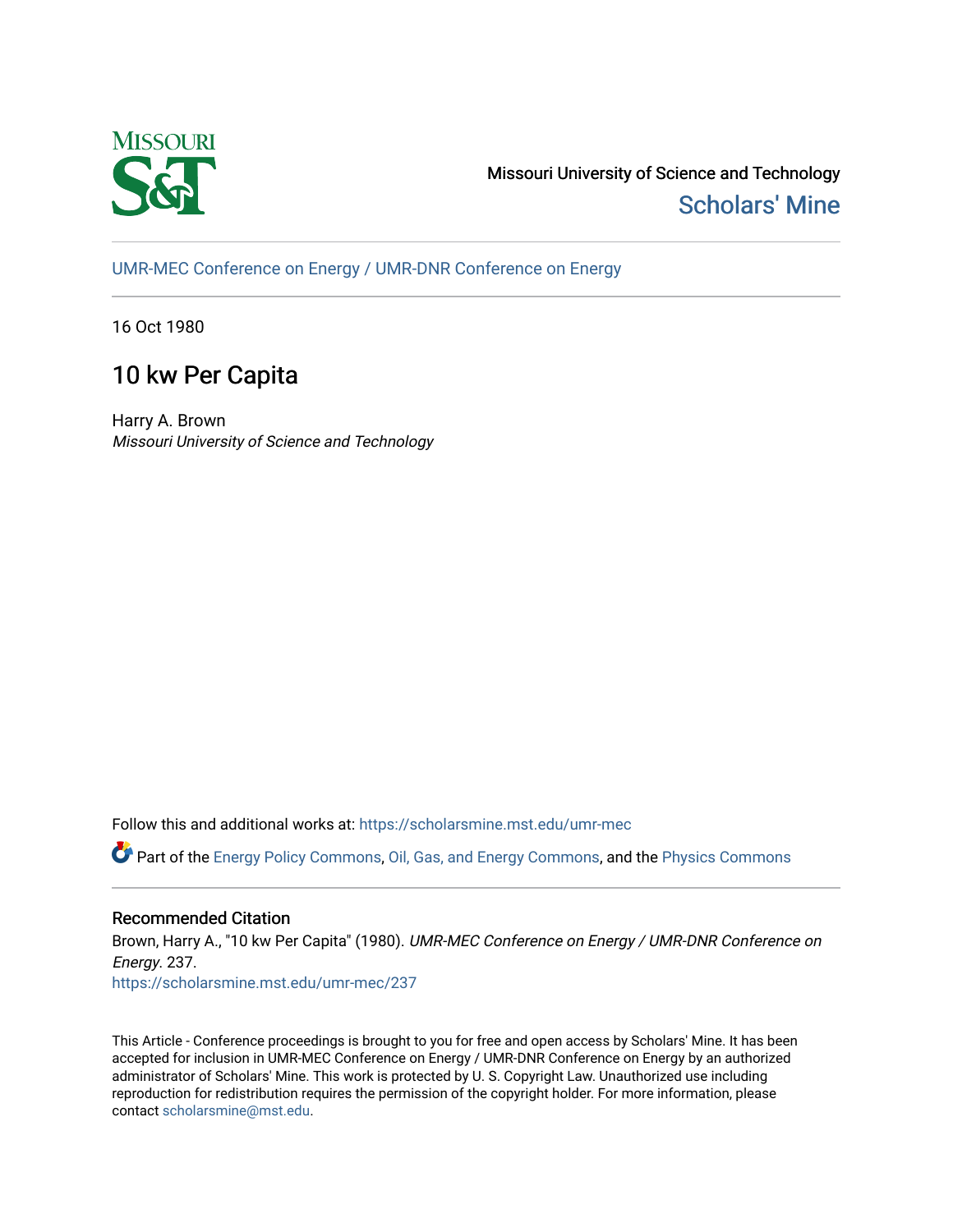Missouri University of Science and Technology

Scholars' Mine

UMR-MEC Conference on Energy / UMR-DNR Conference on Energy

16 Oct 1980

# 10 kw Per Capita

Harry A. Brown

*Missouri University of Science and Technology*

Follow this and additional works at: https://scholarsmine.mst.edu/umr-mec

Part of the Energy Policy Commons, Oil, Gas, and Energy Commons, and the Physics Commons

## Recommended Citation

Brown, Harry A., "10 kw Per Capita" (1980). *UMR-MEC Conference on Energy / UMR-DNR Conference on Energy*. 237.

https://scholarsmine.mst.edu/umr-mec/237

This Article - Conference proceedings is brought to you for free and open access by Scholars' Mine. It has been accepted for inclusion in UMR-MEC Conference on Energy / UMR-DNR Conference on Energy by an authorized administrator of Scholars' Mine. This work is protected by U. S. Copyright Law. Unauthorized use including reproduction for redistribution requires the permission of the copyright holder. For more information, please contact scholarsmine@mst.edu.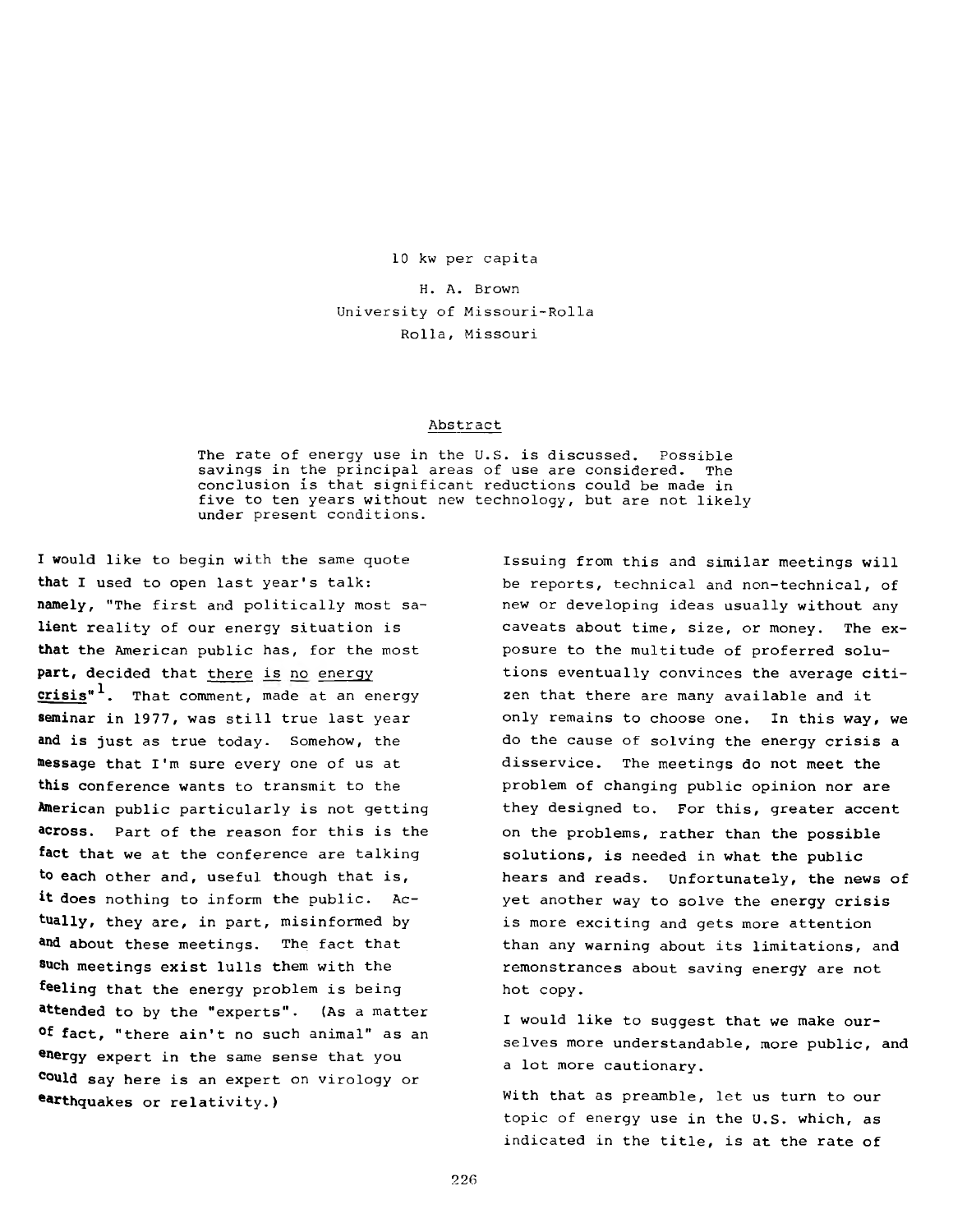# 10 kw per capita

H. A. Brown
University of Missouri-Rolla
Rolla, Missouri

## Abstract

The rate of energy use in the U.S. is discussed. Possible savings in the principal areas of use are considered. The conclusion is that significant reductions could be made in five to ten years without new technology, but are not likely under present conditions.

I would like to begin with the same quote that I used to open last year's talk: namely, "The first and politically most salient reality of our energy situation is that the American public has, for the most part, decided that there is no energy crisis"[1]. That comment, made at an energy seminar in 1977, was still true last year and is just as true today. Somehow, the message that I'm sure every one of us at this conference wants to transmit to the American public particularly is not getting across. Part of the reason for this is the fact that we at the conference are talking to each other and, useful though that is, it does nothing to inform the public. Actually, they are, in part, misinformed by and about these meetings. The fact that such meetings exist lulls them with the feeling that the energy problem is being attended to by the "experts". (As a matter of fact, "there ain't no such animal" as an energy expert in the same sense that you could say here is an expert on virology or earthquakes or relativity.)

Issuing from this and similar meetings will be reports, technical and non-technical, of new or developing ideas usually without any caveats about time, size, or money. The exposure to the multitude of proferred solutions eventually convinces the average citizen that there are many available and it only remains to choose one. In this way, we do the cause of solving the energy crisis a disservice. The meetings do not meet the problem of changing public opinion nor are they designed to. For this, greater accent on the problems, rather than the possible solutions, is needed in what the public hears and reads. Unfortunately, the news of yet another way to solve the energy crisis is more exciting and gets more attention than any warning about its limitations, and remonstrances about saving energy are not hot copy.

I would like to suggest that we make ourselves more understandable, more public, and a lot more cautionary.

With that as preamble, let us turn to our topic of energy use in the U.S. which, as indicated in the title, is at the rate of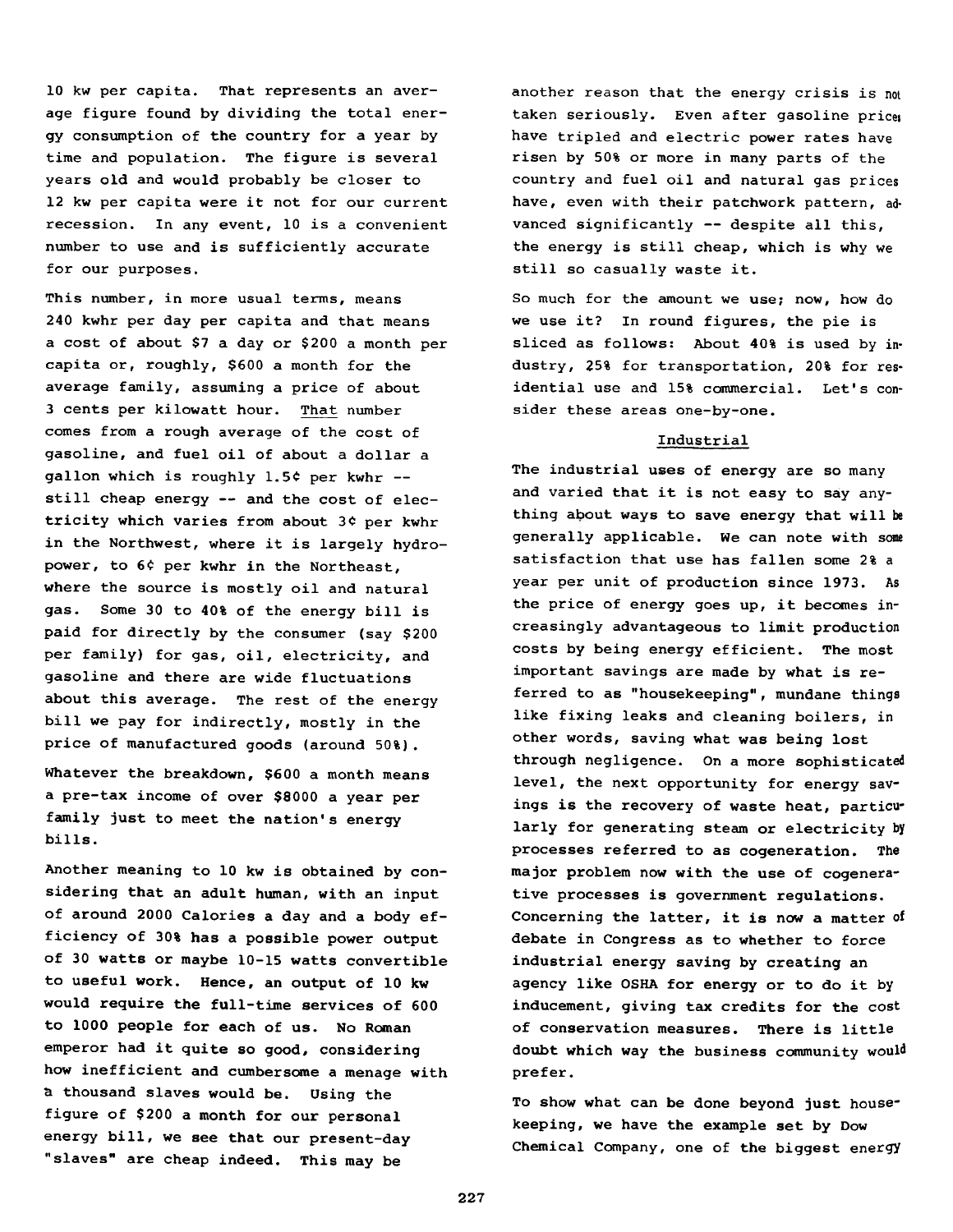10 kw per capita. That represents an average figure found by dividing the total energy consumption of the country for a year by time and population. The figure is several years old and would probably be closer to 12 kw per capita were it not for our current recession. In any event, 10 is a convenient number to use and is sufficiently accurate for our purposes.

This number, in more usual terms, means 240 kwhr per day per capita and that means a cost of about $7 a day or $200 a month per capita or, roughly, $600 a month for the average family, assuming a price of about 3 cents per kilowatt hour. That number comes from a rough average of the cost of gasoline, and fuel oil of about a dollar a gallon which is roughly 1.5¢ per kwhr -- still cheap energy -- and the cost of electricity which varies from about 3¢ per kwhr in the Northwest, where it is largely hydropower, to 6¢ per kwhr in the Northeast, where the source is mostly oil and natural gas. Some 30 to 40% of the energy bill is paid for directly by the consumer (say $200 per family) for gas, oil, electricity, and gasoline and there are wide fluctuations about this average. The rest of the energy bill we pay for indirectly, mostly in the price of manufactured goods (around 50%).

Whatever the breakdown, $600 a month means a pre-tax income of over $8000 a year per family just to meet the nation's energy bills.

Another meaning to 10 kw is obtained by considering that an adult human, with an input of around 2000 Calories a day and a body efficiency of 30% has a possible power output of 30 watts or maybe 10-15 watts convertible to useful work. Hence, an output of 10 kw would require the full-time services of 600 to 1000 people for each of us. No Roman emperor had it quite so good, considering how inefficient and cumbersome a menage with a thousand slaves would be. Using the figure of $200 a month for our personal energy bill, we see that our present-day "slaves" are cheap indeed. This may be another reason that the energy crisis is not taken seriously. Even after gasoline prices have tripled and electric power rates have risen by 50% or more in many parts of the country and fuel oil and natural gas prices have, even with their patchwork pattern, advanced significantly -- despite all this, the energy is still cheap, which is why we still so casually waste it.

So much for the amount we use; now, how do we use it? In round figures, the pie is sliced as follows: About 40% is used by industry, 25% for transportation, 20% for residential use and 15% commercial. Let's consider these areas one-by-one.

## Industrial

The industrial uses of energy are so many and varied that it is not easy to say anything about ways to save energy that will be generally applicable. We can note with some satisfaction that use has fallen some 2% a year per unit of production since 1973. As the price of energy goes up, it becomes increasingly advantageous to limit production costs by being energy efficient. The most important savings are made by what is referred to as "housekeeping", mundane things like fixing leaks and cleaning boilers, in other words, saving what was being lost through negligence. On a more sophisticated level, the next opportunity for energy savings is the recovery of waste heat, particularly for generating steam or electricity by processes referred to as cogeneration. The major problem now with the use of cogenerative processes is government regulations. Concerning the latter, it is now a matter of debate in Congress as to whether to force industrial energy saving by creating an agency like OSHA for energy or to do it by inducement, giving tax credits for the cost of conservation measures. There is little doubt which way the business community would prefer.

To show what can be done beyond just housekeeping, we have the example set by Dow Chemical Company, one of the biggest energy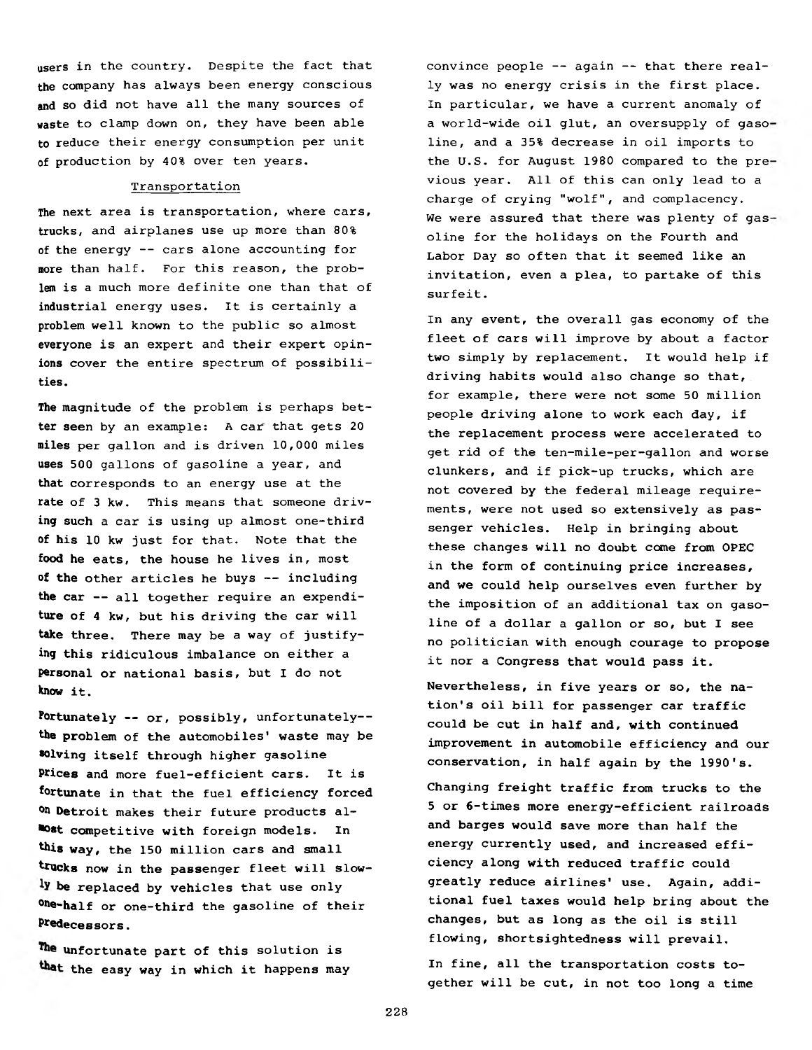users in the country. Despite the fact that the company has always been energy conscious and so did not have all the many sources of waste to clamp down on, they have been able to reduce their energy consumption per unit of production by 40% over ten years.

## Transportation

The next area is transportation, where cars, trucks, and airplanes use up more than 80% of the energy -- cars alone accounting for more than half. For this reason, the problem is a much more definite one than that of industrial energy uses. It is certainly a problem well known to the public so almost everyone is an expert and their expert opinions cover the entire spectrum of possibilities.

The magnitude of the problem is perhaps better seen by an example: A car that gets 20 miles per gallon and is driven 10,000 miles uses 500 gallons of gasoline a year, and that corresponds to an energy use at the rate of 3 kw. This means that someone driving such a car is using up almost one-third of his 10 kw just for that. Note that the food he eats, the house he lives in, most of the other articles he buys -- including the car -- all together require an expenditure of 4 kw, but his driving the car will take three. There may be a way of justifying this ridiculous imbalance on either a personal or national basis, but I do not know it.

Fortunately -- or, possibly, unfortunately-- the problem of the automobiles' waste may be solving itself through higher gasoline prices and more fuel-efficient cars. It is fortunate in that the fuel efficiency forced on Detroit makes their future products almost competitive with foreign models. In this way, the 150 million cars and small trucks now in the passenger fleet will slowly be replaced by vehicles that use only one-half or one-third the gasoline of their predecessors.

The unfortunate part of this solution is that the easy way in which it happens may convince people -- again -- that there really was no energy crisis in the first place. In particular, we have a current anomaly of a world-wide oil glut, an oversupply of gasoline, and a 35% decrease in oil imports to the U.S. for August 1980 compared to the previous year. All of this can only lead to a charge of crying "wolf", and complacency. We were assured that there was plenty of gasoline for the holidays on the Fourth and Labor Day so often that it seemed like an invitation, even a plea, to partake of this surfeit.

In any event, the overall gas economy of the fleet of cars will improve by about a factor two simply by replacement. It would help if driving habits would also change so that, for example, there were not some 50 million people driving alone to work each day, if the replacement process were accelerated to get rid of the ten-mile-per-gallon and worse clunkers, and if pick-up trucks, which are not covered by the federal mileage requirements, were not used so extensively as passenger vehicles. Help in bringing about these changes will no doubt come from OPEC in the form of continuing price increases, and we could help ourselves even further by the imposition of an additional tax on gasoline of a dollar a gallon or so, but I see no politician with enough courage to propose it nor a Congress that would pass it.

Nevertheless, in five years or so, the nation's oil bill for passenger car traffic could be cut in half and, with continued improvement in automobile efficiency and our conservation, in half again by the 1990's.

Changing freight traffic from trucks to the 5 or 6-times more energy-efficient railroads and barges would save more than half the energy currently used, and increased efficiency along with reduced traffic could greatly reduce airlines' use. Again, additional fuel taxes would help bring about the changes, but as long as the oil is still flowing, shortsightedness will prevail.

In fine, all the transportation costs together will be cut, in not too long a time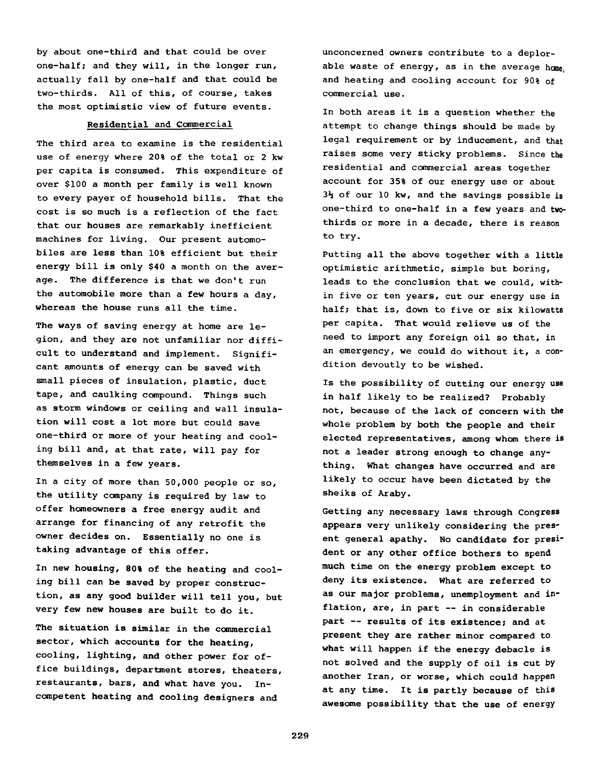by about one-third and that could be over one-half; and they will, in the longer run, actually fall by one-half and that could be two-thirds. All of this, of course, takes the most optimistic view of future events.

## Residential and Commercial

The third area to examine is the residential use of energy where 20% of the total or 2 kw per capita is consumed. This expenditure of over $100 a month per family is well known to every payer of household bills. That the cost is so much is a reflection of the fact that our houses are remarkably inefficient machines for living. Our present automobiles are less than 10% efficient but their energy bill is only $40 a month on the average. The difference is that we don't run the automobile more than a few hours a day, whereas the house runs all the time.

The ways of saving energy at home are legion, and they are not unfamiliar nor difficult to understand and implement. Significant amounts of energy can be saved with small pieces of insulation, plastic, duct tape, and caulking compound. Things such as storm windows or ceiling and wall insulation will cost a lot more but could save one-third or more of your heating and cooling bill and, at that rate, will pay for themselves in a few years.

In a city of more than 50,000 people or so, the utility company is required by law to offer homeowners a free energy audit and arrange for financing of any retrofit the owner decides on. Essentially no one is taking advantage of this offer.

In new housing, 80% of the heating and cooling bill can be saved by proper construction, as any good builder will tell you, but very few new houses are built to do it.

The situation is similar in the commercial sector, which accounts for the heating, cooling, lighting, and other power for office buildings, department stores, theaters, restaurants, bars, and what have you. Incompetent heating and cooling designers and unconcerned owners contribute to a deplorable waste of energy, as in the average home, and heating and cooling account for 90% of commercial use.

In both areas it is a question whether the attempt to change things should be made by legal requirement or by inducement, and that raises some very sticky problems. Since the residential and commercial areas together account for 35% of our energy use or about 3½ of our 10 kw, and the savings possible is one-third to one-half in a few years and two-thirds or more in a decade, there is reason to try.

Putting all the above together with a little optimistic arithmetic, simple but boring, leads to the conclusion that we could, within five or ten years, cut our energy use in half; that is, down to five or six kilowatts per capita. That would relieve us of the need to import any foreign oil so that, in an emergency, we could do without it, a condition devoutly to be wished.

Is the possibility of cutting our energy use in half likely to be realized? Probably not, because of the lack of concern with the whole problem by both the people and their elected representatives, among whom there is not a leader strong enough to change anything. What changes have occurred and are likely to occur have been dictated by the sheiks of Araby.

Getting any necessary laws through Congress appears very unlikely considering the present general apathy. No candidate for president or any other office bothers to spend much time on the energy problem except to deny its existence. What are referred to as our major problems, unemployment and inflation, are, in part -- in considerable part -- results of its existence; and at present they are rather minor compared to what will happen if the energy debacle is not solved and the supply of oil is cut by another Iran, or worse, which could happen at any time. It is partly because of this awesome possibility that the use of energy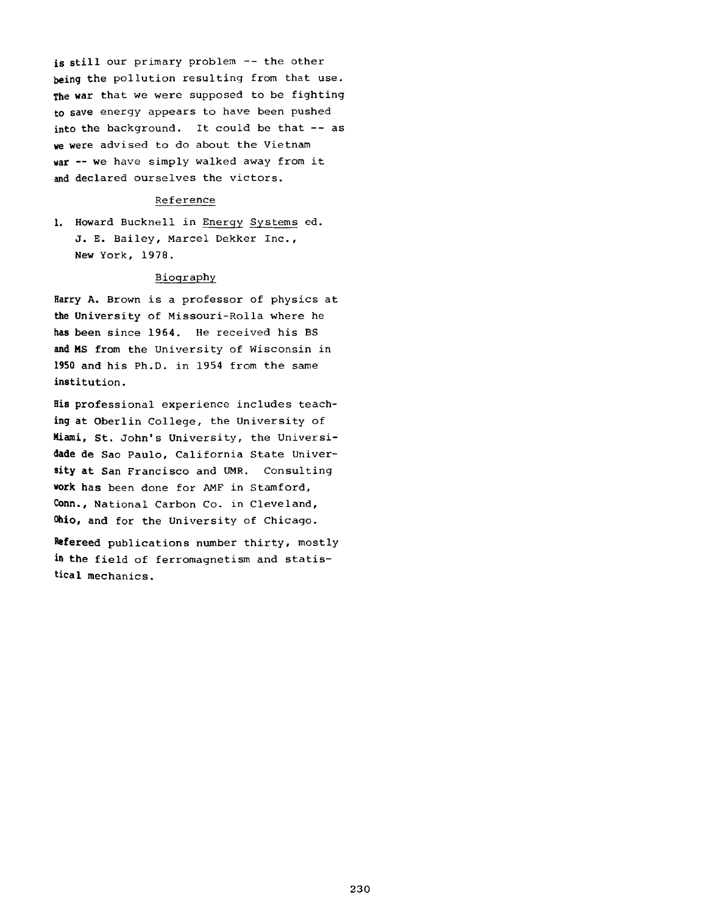is still our primary problem -- the other being the pollution resulting from that use. The war that we were supposed to be fighting to save energy appears to have been pushed into the background. It could be that -- as we were advised to do about the Vietnam war -- we have simply walked away from it and declared ourselves the victors.

## Reference

1. Howard Bucknell in Energy Systems ed. J. E. Bailey, Marcel Dekker Inc., New York, 1978.

## Biography

Harry A. Brown is a professor of physics at the University of Missouri-Rolla where he has been since 1964. He received his BS and MS from the University of Wisconsin in 1950 and his Ph.D. in 1954 from the same institution.

His professional experience includes teaching at Oberlin College, the University of Miami, St. John's University, the Universidade de Sao Paulo, California State University at San Francisco and UMR. Consulting work has been done for AMF in Stamford, Conn., National Carbon Co. in Cleveland, Ohio, and for the University of Chicago.

Refereed publications number thirty, mostly in the field of ferromagnetism and statistical mechanics.